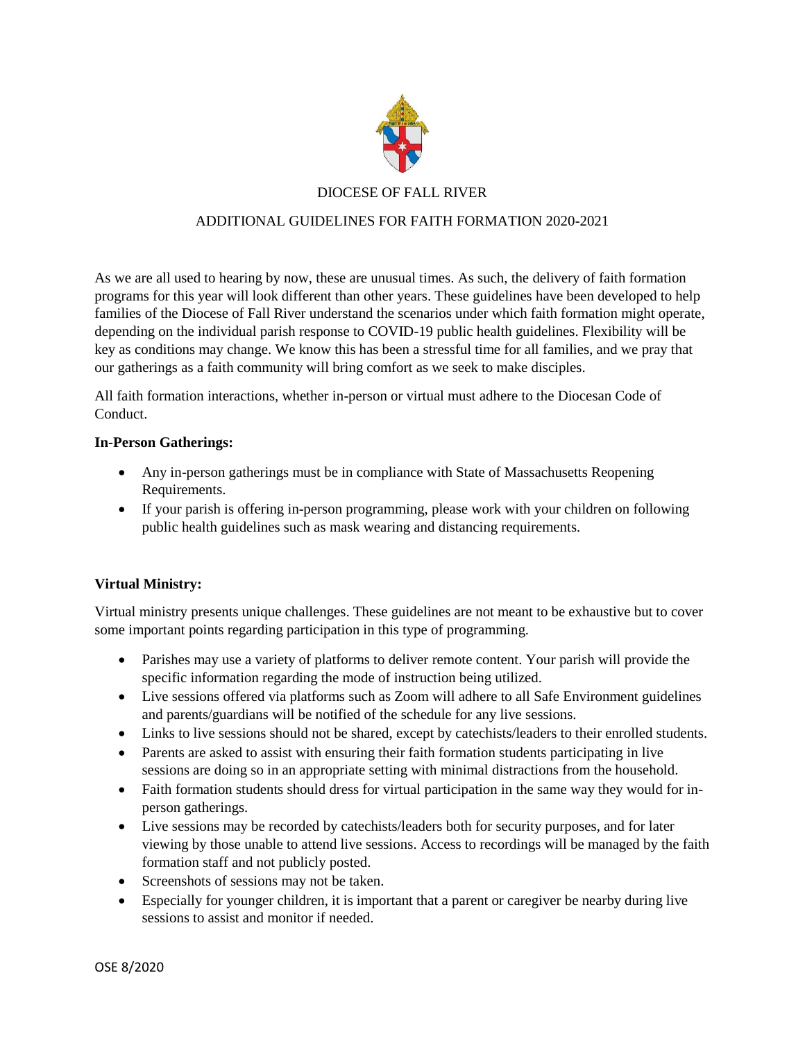# DIOCESE OF FALL RIVER

## ADDITIONAL GUIDELINES FOR FAITH FORMATION 2020-2021

As we are all used to hearing by now, these are unusual times. As such, the delivery of faith formation programs for this year will look different than other years. These guidelines have been developed to help families of the Diocese of Fall River understand the scenarios under which faith formation might operate, depending on the individual parish response to COVID-19 public health guidelines. Flexibility will be key as conditions may change. We know this has been a stressful time for all families, and we pray that our gatherings as a faith community will bring comfort as we seek to make disciples.

All faith formation interactions, whether in-person or virtual must adhere to the Diocesan Code of Conduct.

**In-Person Gatherings:**

- Any in-person gatherings must be in compliance with State of Massachusetts Reopening Requirements.
- If your parish is offering in-person programming, please work with your children on following public health guidelines such as mask wearing and distancing requirements.

**Virtual Ministry:**

Virtual ministry presents unique challenges. These guidelines are not meant to be exhaustive but to cover some important points regarding participation in this type of programming.

- Parishes may use a variety of platforms to deliver remote content. Your parish will provide the specific information regarding the mode of instruction being utilized.
- Live sessions offered via platforms such as Zoom will adhere to all Safe Environment guidelines and parents/guardians will be notified of the schedule for any live sessions.
- Links to live sessions should not be shared, except by catechists/leaders to their enrolled students.
- Parents are asked to assist with ensuring their faith formation students participating in live sessions are doing so in an appropriate setting with minimal distractions from the household.
- Faith formation students should dress for virtual participation in the same way they would for in-person gatherings.
- Live sessions may be recorded by catechists/leaders both for security purposes, and for later viewing by those unable to attend live sessions. Access to recordings will be managed by the faith formation staff and not publicly posted.
- Screenshots of sessions may not be taken.
- Especially for younger children, it is important that a parent or caregiver be nearby during live sessions to assist and monitor if needed.

OSE 8/2020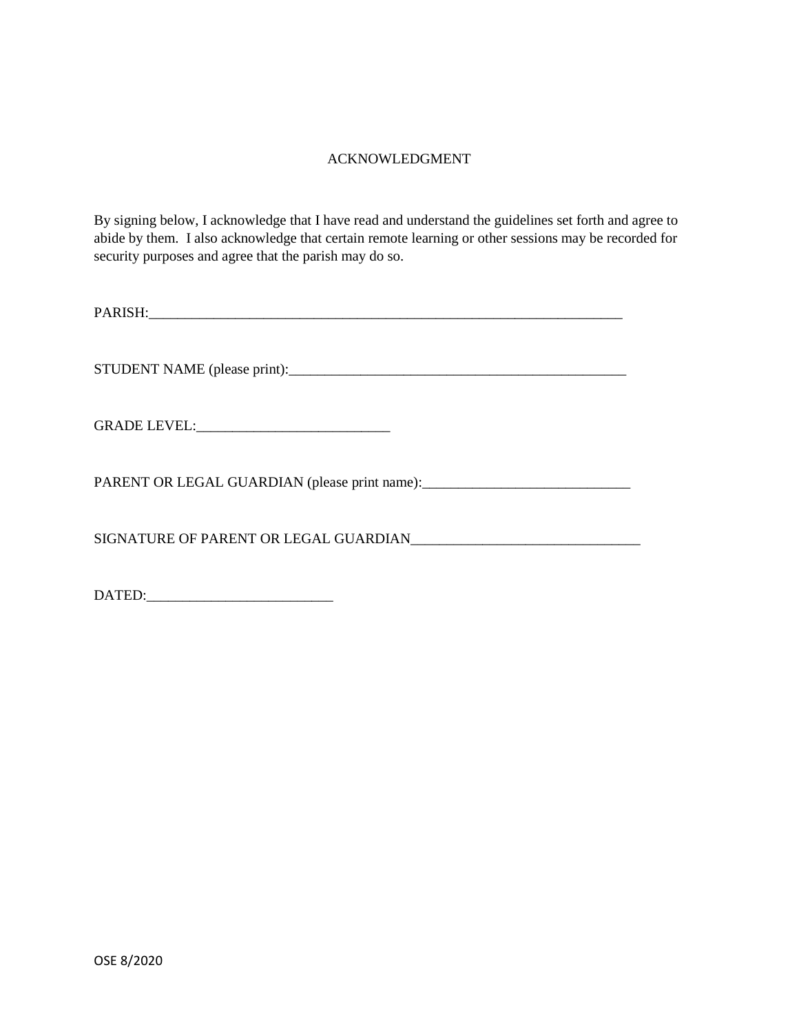# ACKNOWLEDGMENT

By signing below, I acknowledge that I have read and understand the guidelines set forth and agree to abide by them. I also acknowledge that certain remote learning or other sessions may be recorded for security purposes and agree that the parish may do so.

PARISH:_______________________________________________________________________

STUDENT NAME (please print):___________________________________________________

GRADE LEVEL:____________________________

PARENT OR LEGAL GUARDIAN (please print name):______________________________

SIGNATURE OF PARENT OR LEGAL GUARDIAN_________________________________

DATED:___________________________

OSE 8/2020